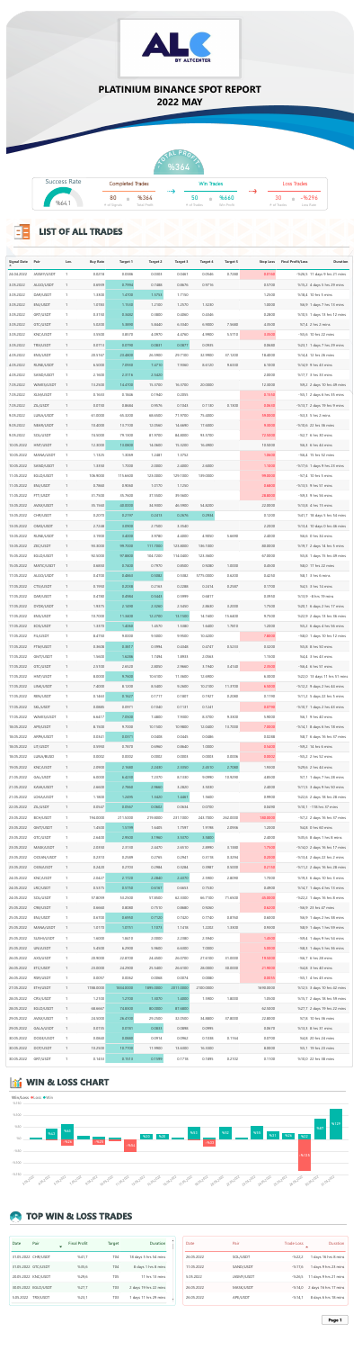# PLATINIUM BINANCE SPOT REPORT

## 2022 MAY

TOTAL PROFIT %364

| Success Rate | Completed Trades | | Win Trades | | Loss Trades | |
|---|---|---|---|---|---|---|
| %61 | 80 # of Signals | %364 Total Profit | 50 # of Trades | %660 Win Profit | 30 # of Trades | -%296 Loss Rate |

## LIST OF ALL TRADES

| Signal Date | Pair | Lev. | Buy Rate | Target 1 | Target 2 | Target 3 | Target 4 | Target 5 | Stop Loss | Final Profit/Loss | Duration |
|---|---|---|---|---|---|---|---|---|---|---|---|
| 24.04.2022 | VIA/USDT | 1 | 0.0218 | 0.0486 | 0.0503 | 0.0467 | 0.0540 | 0.7240 | 0.0156 | %26.5 | 11 days 9 hrs 21 mins |
| 3.05.2022 | ALGO/USDT | 1 | 0.6659 | 0.7750 | 0.7288 | 0.8676 | 0.9716 | | 0.5760 | %15.2 | 4 days 5 hrs 29 mins |
| 3.05.2022 | DAR/USDT | 1 | 1.3300 | 1.4700 | 1.5700 | 1.7760 | | | 1.2500 | %18.4 | 10 hrs 5 mins |
| 3.05.2022 | ENS/USDT | 1 | 1.0500 | 1.1650 | 1.2100 | 1.2570 | 1.3200 | | 1.0000 | %6.9 | 1 days 7 hrs 13 mins |
| 3.05.2022 | DEFI/USDT | 1 | 0.3150 | 0.3400 | 0.3800 | 0.4300 | 0.4446 | | 0.2800 | %16.5 | 1 days 15 hrs 12 mins |
| 3.05.2022 | GTC/USDT | 1 | 5.0500 | 5.3000 | 5.6400 | 6.0340 | 6.9000 | 7.9600 | 4.4500 | %7.4 | 2 hrs 2 mins |
| 3.05.2022 | ENJ/USDT | 1 | 0.5500 | 0.6570 | 4.0970 | 4.4760 | 4.9900 | 5.5110 | 0.5500 | -%5.6 | 10 hrs 22 mins |
| 3.05.2022 | TRX/USDT | 1 | 0.0713 | 0.0790 | 0.0831 | 0.0877 | 0.0930 | | 0.0680 | %23.1 | 1 days 7 hrs 29 mins |
| 4.05.2022 | EVA/USDT | 1 | 20.5167 | 23.4800 | 26.3900 | 29.7100 | 32.9900 | 37.1230 | 18.4000 | %14.4 | 12 hrs 26 mins |
| 4.05.2022 | RUNE/USDT | 1 | 6.5000 | 7.0900 | 7.8730 | 7.9060 | 8.6120 | 9.6500 | 6.1000 | %8.9 | 9 hrs 44 mins |
| 4.05.2022 | SAND/USDT | 1 | 2.1600 | 2.3710 | 2.5620 | | | | 2.0000 | %17.7 | 3 hrs 33 mins |
| 7.05.2022 | WAVES/USDT | 1 | 13.2500 | 13.4700 | 15.3750 | 16.5750 | 20.0000 | | 12.0000 | %9.4 | days 10 hrs 49 mins |
| 7.05.2022 | SUSD/USDT | 1 | 0.1640 | 0.1660 | 0.1940 | 0.2055 | | | 0.1510 | -%8.1 | 1 days 6 hrs 35 mins |
| 7.05.2022 | ZIL/USDT | 1 | 0.0720 | 0.0844 | 0.0976 | 0.1043 | 0.1130 | 0.1300 | 0.0630 | -%13.7 | 1 days 19 hrs 9 mins |
| 8.05.2022 | LUNA/USDT | 1 | 61.0000 | 65.3200 | 66.6000 | 71.9700 | 75.4200 | | 58.0000 | -%3.3 | 6 hrs 2 mins |
| 8.05.2022 | MKR/USDT | 1 | 10.4000 | 13.7100 | 12.0540 | 14.6690 | 17.6000 | | 9.5000 | -%10.6 | 22 hrs 36 mins |
| 9.05.2022 | SOL/USDT | 1 | 74.5000 | 79.1900 | 81.9700 | 84.8800 | 93.5700 | | 72.0000 | -%2.1 | 6 hrs 50 mins |
| 10.05.2022 | KNF/USDT | 1 | 12.3000 | 13.6600 | 14.0000 | 15.3200 | 16.4900 | | 10.5000 | %8.3 | 6 hrs 44 mins |
| 10.05.2022 | MANA/USDT | 1 | 1.1325 | 1.3069 | 1.3481 | 1.5753 | | | 1.0620 | -%6.4 | 15 hrs 52 mins |
| 10.05.2022 | SAND/USDT | 1 | 1.4300 | 1.7000 | 2.0000 | 2.4000 | 2.6000 | | 1.3600 | -%17.6 | 1 days 8 hrs 54 mins |
| 11.05.2022 | BULL/USDT | 1 | 506.9000 | 1156.6000 | 133.0000 | 139.1000 | 199.0000 | | 990.0000 | %7.4 | 10 hrs 3 mins |
| 11.05.2022 | ENJ/USDT | 1 | 0.7860 | 0.9000 | 1.0170 | 1.1250 | | | 0.6850 | -%13.5 | 9 hrs 51 mins |
| 11.05.2022 | FTT/USDT | 1 | 31.7600 | 35.7600 | 37.5500 | 39.5660 | | | 28.8000 | -%9.3 | 9 hrs 56 mins |
| 13.05.2022 | AVAX/USDT | 1 | 35.1600 | 40.0000 | 44.9000 | 46.5900 | 54.8200 | | 22.0000 | %13.8 | 4 hrs 16 mins |
| 13.05.2022 | CHR/USDT | 1 | 0.2070 | 0.2191 | 0.2414 | 0.2670 | 0.2944 | | 0.1220 | %21.7 | 18 days 5 hrs 56 mins |
| 13.05.2022 | OMG/USDT | 1 | 2.7240 | 2.9900 | 2.7500 | 3.0540 | | | 2.2000 | %13.4 | 10 days 0 hrs 48 mins |
| 13.05.2022 | DEXE/USDT | 1 | 3.1900 | 3.4000 | 3.9780 | 4.4950 | 4.9050 | 5.6690 | 2.4000 | %6.6 | 0 hrs 14 mins |
| 13.05.2022 | ZEC/USDT | 1 | 95.3000 | 99.7000 | 111.7000 | 124.8000 | 136.1000 | | 88.0000 | %18.7 | 2 days 14 hrs 5 mins |
| 11.05.2022 | BOLD/USDT | 1 | 92.5000 | 97.8800 | 104.7200 | 114.0400 | 125.5600 | | 67.0000 | %5.8 | 1 days 15 hrs 49 mins |
| 13.05.2022 | MATIC/USDT | 1 | 0.6650 | 0.7400 | 0.7970 | 0.8180 | 0.9280 | 1.0000 | 0.6050 | %8.0 | 17 hrs 22 mins |
| 11.05.2022 | ALGO/USDT | 1 | 0.4150 | 0.4863 | 0.5082 | 0.5582 | 0775.0000 | 0.6300 | 0.4250 | %8.1 | 3 hrs 6 mins |
| 11.05.2022 | CTSI/USDT | 1 | 0.1950 | 0.2030 | 0.2164 | 0.2280 | 0.2474 | 0.2587 | 0.1700 | %4.3 | 3 hrs 14 mins |
| 11.05.2022 | DAR/USDT | 1 | 0.4780 | 0.4900 | 0.5443 | 0.5999 | 0.6617 | | 0.3950 | %13.9 | 8 hrs 19 mins |
| 11.05.2022 | DYDX/USDT | 1 | 1.9375 | 2.1400 | 2.3382 | 2.5450 | 2.8600 | 3.2000 | 1.7500 | %20.1 | 8 days 2 hrs 17 mins |
| 11.05.2022 | ENS/USDT | 1 | 10.7500 | 11.4400 | 12.2400 | 13.1800 | 14.1400 | 15.4400 | 9.7500 | %12.7 | 1 days 13 hrs 46 mins |
| 11.05.2022 | EOS/USDT | 1 | 1.3370 | 1.4050 | 1.4570 | 1.5380 | 1.6400 | 1.7010 | 1.2000 | %5.2 | 6 days 4 hrs 56 mins |
| 11.05.2022 | FIL/USDT | 1 | 8.4700 | 9.0000 | 9.5800 | 9.9500 | 10.6200 | | 7.8000 | -%8.0 | 1 days 10 hrs 12 mins |
| 11.05.2022 | FTM/USDT | 1 | 0.3608 | 0.3857 | 0.3994 | 0.4348 | 0.4747 | 0.5253 | 0.3200 | %5.8 | 8 hrs 50 mins |
| 11.05.2022 | GMT/USDT | 1 | 1.5600 | 1.6286 | 1.7494 | 1.8933 | 2.0563 | | 1.1500 | %4.4 | 1 hrs 43 mins |
| 11.05.2022 | GTC/USDT | 1 | 2.5100 | 2.6020 | 2.8050 | 2.9660 | 3.1960 | 3.4140 | 2.2600 | -%6.6 | 6 hrs 51 mins |
| 11.05.2022 | HNT/USDT | 1 | 8.8000 | 9.7600 | 10.6100 | 11.1660 | 12.0900 | | 6.8000 | %22.0 | 13 days 11 hrs 51 mins |
| 11.05.2022 | LINK/USDT | 1 | 7.4000 | 8.1200 | 8.5400 | 9.2600 | 10.2100 | 11.0700 | 6.5000 | -%12.2 | 3 days 2 hrs 45 mins |
| 11.05.2022 | RBN/USDT | 1 | 0.1463 | 0.1627 | 0.1717 | 0.1807 | 0.1927 | 0.2040 | 0.1190 | %11.2 | 2 days 22 hrs 5 mins |
| 11.05.2022 | SKL/USDT | 1 | 0.0685 | 0.0971 | 0.1040 | 0.1131 | 0.1241 | | 0.0745 | -%10.7 | 1 days 2 hrs 43 mins |
| 16.05.2022 | WAVES/USDT | 1 | 6.6617 | 7.0000 | 7.4800 | 7.9980 | 8.3700 | 9.3400 | 5.9000 | %6.1 | 9 hrs 46 mins |
| 16.05.2022 | APE/USDT | 1 | 8.7500 | 9.7000 | 10.1500 | 10.9800 | 12.0400 | 13.7000 | 7.8000 | -%11.4 | 5 days 6 hrs 39 mins |
| 16.05.2022 | XRPB/USDT | 1 | 0.0320 | 0.0371 | 0.0400 | 0.0443 | 0.0486 | | 0.0258 | %8.7 | 4 days 16 hrs 47 mins |
| 16.05.2022 | LIT/USDT | 1 | 0.6950 | 0.7870 | 0.6960 | 0.8640 | 1.0000 | | 0.5400 | -%8.3 | 16 hrs 6 mins |
| 16.05.2022 | LUNA/BUSD | 1 | 0.0000 | 0.0002 | 0.0003 | 0.0003 | 0.0003 | 0.0006 | 0.0000 | -%5.2 | 2 hrs 52 mins |
| 19.05.2022 | ENS/USDT | 1 | 2.0900 | 2.1600 | 2.3250 | 2.4990 | 2.6510 | 2.7080 | 1.9500 | %7.0 | 2 hrs 43 mins |
| 21.05.2022 | SAL/USDT | 1 | 6.0000 | 6.4210 | 7.2370 | 8.1330 | 9.0950 | 10.9390 | 4.8000 | %7.1 | 1 days 7 hrs 28 mins |
| 21.05.2022 | KAVA/USDT | 1 | 2.6600 | 2.7800 | 2.9800 | 3.2850 | 3.5000 | | 2.2000 | %11.5 | 6 days 9 hrs 53 mins |
| 21.05.2022 | LOKA/USDT | 1 | 1.1800 | 1.2490 | 1.3420 | 1.4483 | 1.5600 | | 0.9930 | %22.6 | 4 days 18 hrs 28 mins |
| 22.05.2022 | ZIL/USDT | 1 | 0.0547 | 0.0567 | 0.0625 | 0.0654 | 0.0750 | | 0.0490 | %10.1 | 138 hrs 37 mins |
| 22.05.2022 | BCH/USDT | 1 | 194.0000 | 211.5000 | 219.0000 | 231.1000 | 243.7000 | 262.0000 | 180.0000 | -%7.2 | 4 days 16 hrs 47 mins |
| 23.05.2022 | GMT/USDT | 1 | 1.4500 | 1.5199 | 1.6605 | 1.7597 | 1.9196 | 2.0906 | 1.2000 | %6.8 | 0 hrs 50 mins |
| 23.05.2022 | GTC/USDT | 1 | 2.6400 | 2.9500 | 3.1960 | 3.5370 | 3.5800 | | 2.3000 | %10.0 | 8 days 1 hrs 8 mins |
| 23.05.2022 | MANA/USDT | 1 | 2.0050 | 2.3150 | 2.4470 | 2.6610 | 2.8990 | 3.1600 | 1.7500 | -%10.4 | 2 days 16 hrs 17 mins |
| 23.05.2022 | OCEAN/USDT | 1 | 0.2310 | 0.2549 | 0.2793 | 0.2941 | 0.3174 | 0.3394 | 0.2020 | -%12.4 | 4 days 4 hrs 45 mins |
| 23.05.2022 | OMNI/USDT | 1 | 0.2420 | 0.2700 | 0.2984 | 0.3184 | 0.3987 | 0.5000 | 0.2100 | -%13.9 | 4 days 16 hrs 28 mins |
| 24.05.2022 | KNC/USDT | 1 | 2.0427 | 2.1720 | 2.3840 | 2.4370 | 2.5900 | 2.8090 | 1.7000 | %19.3 | 6 days 10 hrs 3 mins |
| 24.05.2022 | LRC/USDT | 1 | 0.5375 | 0.5750 | 0.6167 | 0.6619 | 0.7500 | | 0.4950 | %16.7 | 1 days 4 hrs 13 mins |
| 24.05.2022 | SOL/USDT | 1 | 57.8099 | 60.2500 | 57.0000 | 62.3300 | 66.7100 | 71.8500 | 53.0000 | -%22.2 | 1 days 16 hrs 8 mins |
| 24.05.2022 | CRV/USDT | 1 | 0.6660 | 0.6830 | 0.7510 | 0.8660 | 0.9260 | | 0.6250 | -%8.9 | 23 hrs 47 mins |
| 24.05.2022 | ENJ/USDT | 1 | 0.6700 | 0.6950 | 0.7120 | 0.7420 | 0.7740 | 0.8150 | 0.6030 | %11.3 | 1 days 4 hrs 40 mins |
| 24.05.2022 | MANA/USDT | 1 | 1.0170 | 1.0751 | 1.1573 | 1.1410 | 1.2253 | 1.3300 | 0.9300 | %8.9 | 1 days 1 hrs 59 mins |
| 25.05.2022 | SUSHI/USDT | 1 | 1.6000 | 1.6670 | 2.0000 | 2.2280 | 2.5940 | | 1.4450 | -%9.4 | 1 days 9 hrs 50 mins |
| 25.05.2022 | AVAX/USDT | 1 | 5.4500 | 6.2900 | 5.9600 | 6.6000 | 7.0000 | | 4.8800 | -%8.1 | 1 days 6 hrs 36 mins |
| 26.05.2022 | AXS/USDT | 1 | 20.9000 | 22.8700 | 24.4000 | 26.0700 | 27.6100 | 31.0000 | 19.0000 | %6.7 | 8 hrs 28 mins |
| 26.05.2022 | ETC/USDT | 1 | 20.0000 | 24.2900 | 25.3400 | 26.8100 | 29.2100 | 38.0000 | 21.0000 | %7.0 | 0 days 14 hrs 22 mins |
| 26.05.2022 | RSR/USDT | 1 | 0.0057 | 0.0062 | 0.0066 | 0.0074 | 0.0080 | | 0.0050 | -%5.1 | 4 hrs 45 mins |
| 27.05.2022 | ETH/USDT | 1 | 1788.0000 | 1826.0000 | 1880.0000 | 2011.0000 | 2100.0000 | | 1698.0000 | %13.3 | 4 days 10 hrs 42 mins |
| 28.05.2022 | CRV/USDT | 1 | 1.2130 | 1.2700 | 1.3570 | 1.4800 | 1.5900 | 1.8000 | 1.0000 | %15.7 | 2 days 18 hrs 39 mins |
| 28.05.2022 | BOLD/USDT | 1 | 68.6667 | 73.6500 | 80.0000 | 87.6800 | | | 62.0000 | %27.7 | 2 days 19 hrs 22 mins |
| 29.05.2022 | AVAX/USDT | 1 | 24.9000 | 26.4700 | 28.2000 | 31.3300 | 34.8800 | 37.8000 | 22.8000 | %8.4 | 3 days 23 hrs 8 mins |
| 29.05.2022 | GALA/USDT | 1 | 0.0716 | 0.0741 | 0.0833 | 0.0898 | 0.0995 | | 0.0670 | %13.3 | 8 hrs 31 mins |
| 30.05.2022 | DOGE/USDT | 1 | 0.0860 | 0.0880 | 0.0918 | 0.0962 | 0.1030 | 0.1104 | 0.0700 | %8.0 | 20 hrs 24 mins |
| 30.05.2022 | DOT/USDT | 1 | 10.2500 | 10.7700 | 11.9900 | 13.0000 | 16.0000 | | 8.0000 | %9.1 | 19 hrs 23 mins |
| 30.05.2022 | GMT/USDT | 1 | 0.1432 | 0.1513 | 0.1589 | 0.1718 | 0.1895 | 0.2102 | 0.1130 | %10.0 | 22 hrs 38 mins |

## WIN & LOSS CHART

## TOP WIN & LOSS TRADES

| Date | Pair | Final Profit | Target | Duration |
|---|---|---|---|---|
| 13.05.2022 | CHR/USDT | %21.7 | T04 | 18 days 5 hrs 56 mins |
| 21.05.2022 | LOKA/USDT | %22.6 | T03 | 4 days 18 hrs 28 mins |
| 13.05.2022 | ZEC/USDT | %29.6 | T03 | 11 hrs 13 mins |
| 28.05.2022 | BOLD/USDT | %27.7 | T03 | 2 days 19 hrs 22 mins |
| 3.05.2022 | TRX/USDT | %23.1 | T03 | 1 days 11 hrs 29 mins |

| Date | Pair | Trade Loss | Duration |
|---|---|---|---|
| 24.05.2022 | SOL/USDT | -%22.2 | 1 days 16 hrs 8 mins |
| 11.05.2022 | SAND/USDT | -%17.6 | 1 days 8 hrs 23 mins |
| 5.05.2022 | UNFI/USDT | -%26.6 | 11 days 9 hrs 21 mins |
| 26.05.2022 | WAVES/USDT | -%14.1 | 2 days 16 hrs 17 mins |
| 26.05.2022 | APE/USDT | -%14.1 | 5 days 6 hrs 39 mins |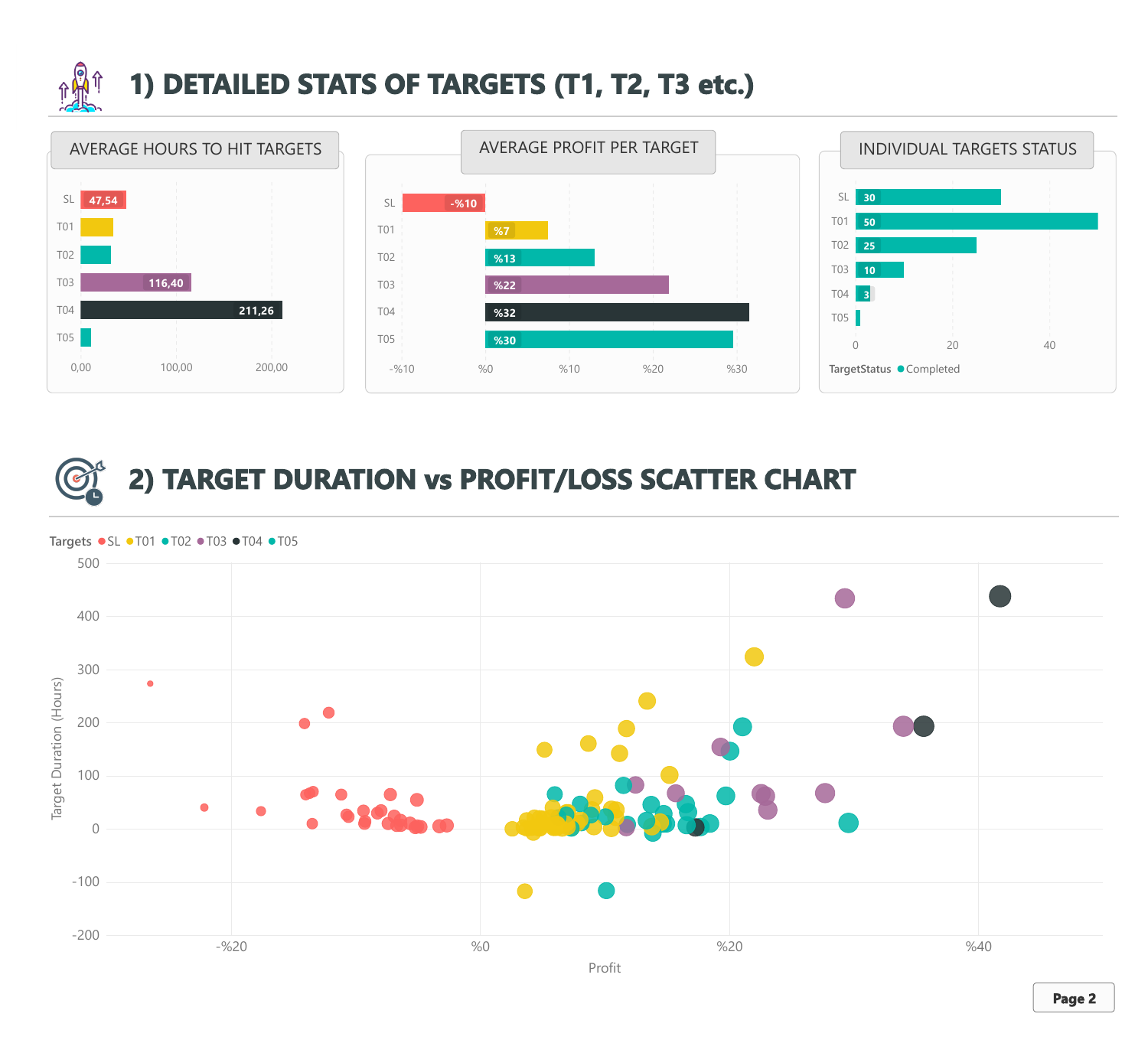# 1) DETAILED STATS OF TARGETS (T1, T2, T3 etc.)

AVERAGE HOURS TO HIT TARGETS

SL 47,54
T01
T02
T03 116,40
T04 211,26
T05

0,00 100,00 200,00

AVERAGE PROFIT PER TARGET

SL -%10
T01 %7
T02 %13
T03 %22
T04 %32
T05 %30

-%10 %0 %10 %20 %30

INDIVIDUAL TARGETS STATUS

SL 30
T01 50
T02 25
T03 10
T04 3
T05

0 20 40

TargetStatus ● Completed

# 2) TARGET DURATION vs PROFIT/LOSS SCATTER CHART

Targets ● SL ● T01 ● T02 ● T03 ● T04 ● T05

Target Duration (Hours)

500
400
300
200
100
0
-100
-200

-%20 %0 %20 %40

Profit